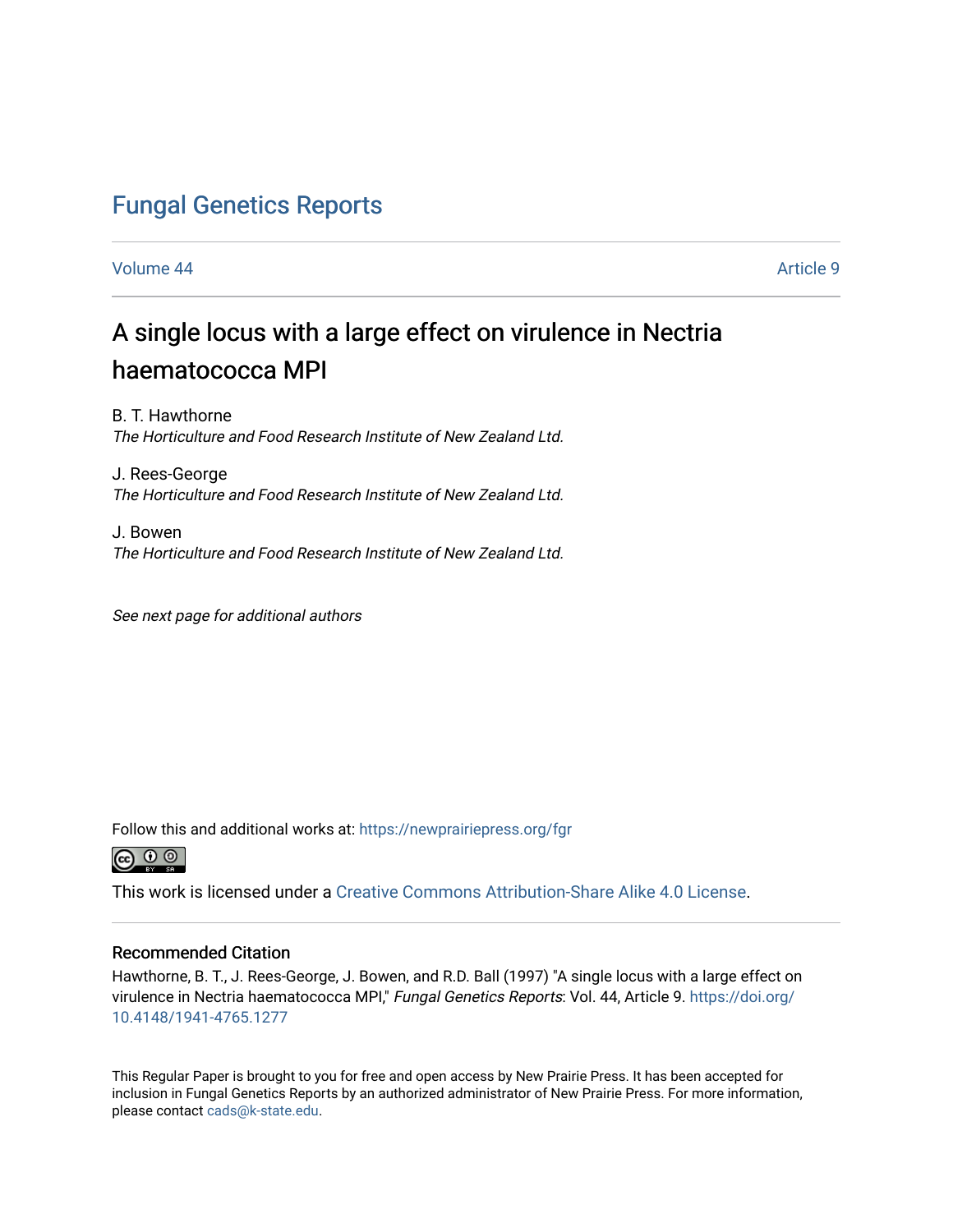# Fungal Genetics Reports

Volume 44 | Article 9

## A single locus with a large effect on virulence in Nectria haematococca MPI

B. T. Hawthorne
*The Horticulture and Food Research Institute of New Zealand Ltd.*

J. Rees-George
*The Horticulture and Food Research Institute of New Zealand Ltd.*

J. Bowen
*The Horticulture and Food Research Institute of New Zealand Ltd.*

*See next page for additional authors*

Follow this and additional works at: https://newprairiepress.org/fgr

This work is licensed under a Creative Commons Attribution-Share Alike 4.0 License.

### Recommended Citation

Hawthorne, B. T., J. Rees-George, J. Bowen, and R.D. Ball (1997) "A single locus with a large effect on virulence in Nectria haematococca MPI," *Fungal Genetics Reports*: Vol. 44, Article 9. https://doi.org/10.4148/1941-4765.1277

This Regular Paper is brought to you for free and open access by New Prairie Press. It has been accepted for inclusion in Fungal Genetics Reports by an authorized administrator of New Prairie Press. For more information, please contact cads@k-state.edu.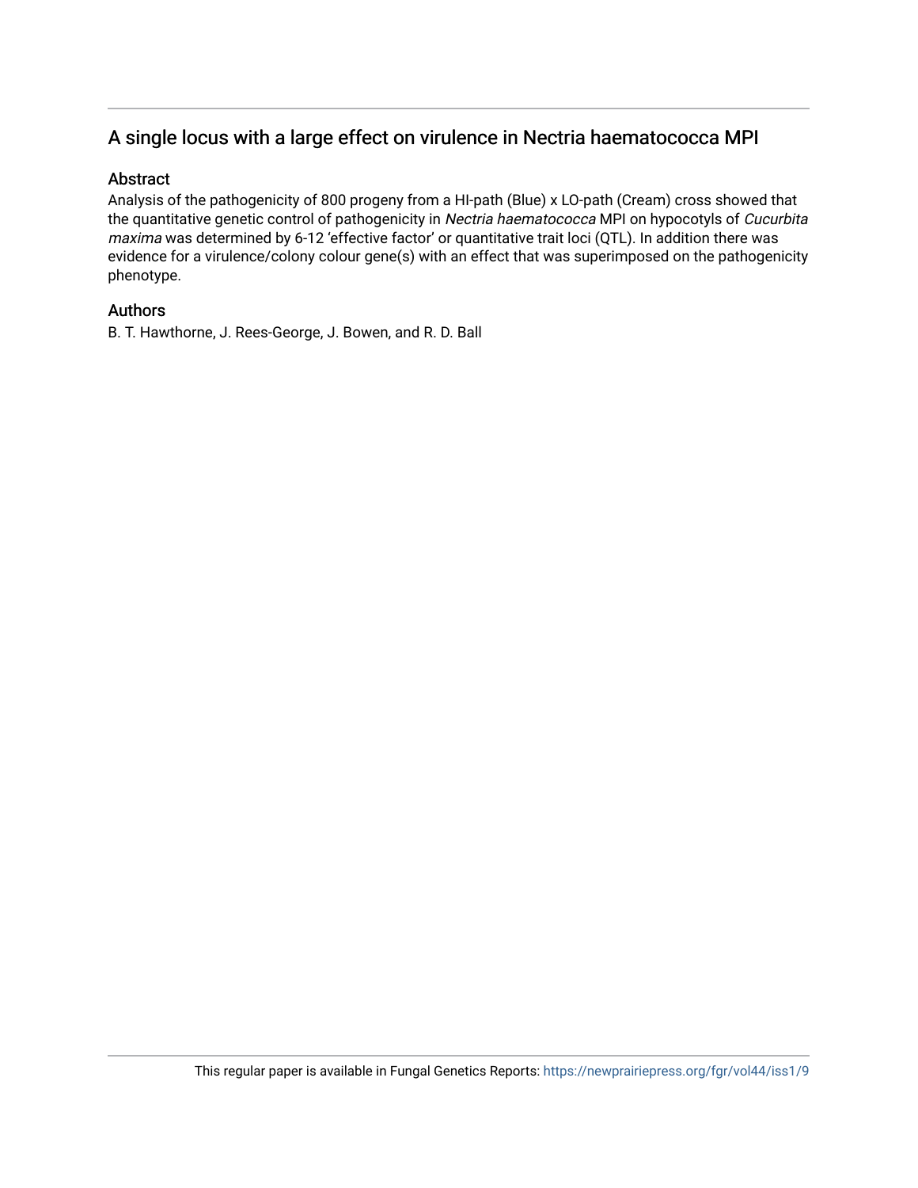## A single locus with a large effect on virulence in Nectria haematococca MPI

### Abstract

Analysis of the pathogenicity of 800 progeny from a HI-path (Blue) x LO-path (Cream) cross showed that the quantitative genetic control of pathogenicity in *Nectria haematococca* MPI on hypocotyls of *Cucurbita maxima* was determined by 6-12 'effective factor' or quantitative trait loci (QTL). In addition there was evidence for a virulence/colony colour gene(s) with an effect that was superimposed on the pathogenicity phenotype.

### Authors

B. T. Hawthorne, J. Rees-George, J. Bowen, and R. D. Ball

This regular paper is available in Fungal Genetics Reports: https://newprairiepress.org/fgr/vol44/iss1/9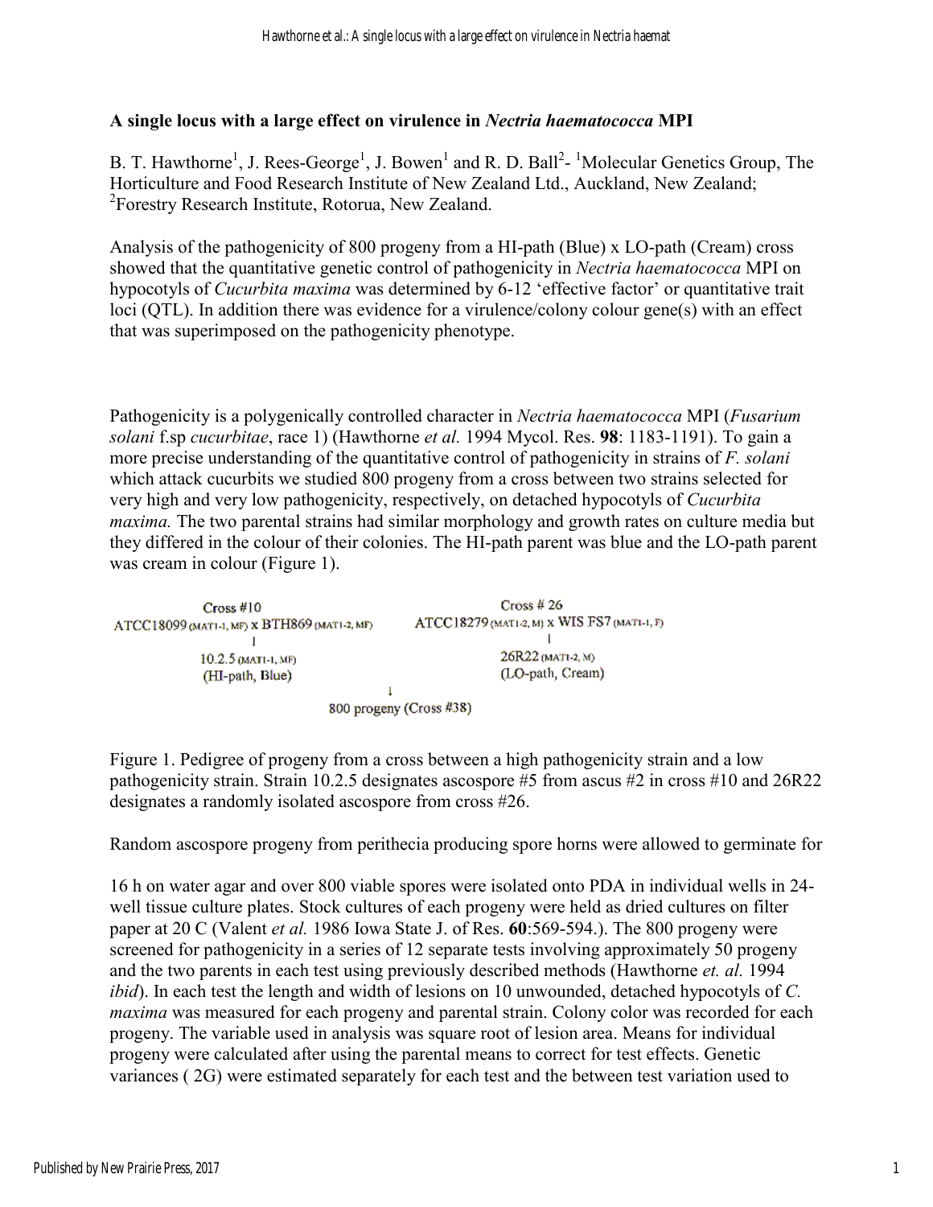## A single locus with a large effect on virulence in *Nectria haematococca* MPI

B. T. Hawthorne[1], J. Rees-George[1], J. Bowen[1] and R. D. Ball[2]- [1]Molecular Genetics Group, The Horticulture and Food Research Institute of New Zealand Ltd., Auckland, New Zealand; [2]Forestry Research Institute, Rotorua, New Zealand.

Analysis of the pathogenicity of 800 progeny from a HI-path (Blue) x LO-path (Cream) cross showed that the quantitative genetic control of pathogenicity in *Nectria haematococca* MPI on hypocotyls of *Cucurbita maxima* was determined by 6-12 'effective factor' or quantitative trait loci (QTL). In addition there was evidence for a virulence/colony colour gene(s) with an effect that was superimposed on the pathogenicity phenotype.

Pathogenicity is a polygenically controlled character in *Nectria haematococca* MPI (*Fusarium solani* f.sp *cucurbitae*, race 1) (Hawthorne *et al.* 1994 Mycol. Res. **98**: 1183-1191). To gain a more precise understanding of the quantitative control of pathogenicity in strains of *F. solani* which attack cucurbits we studied 800 progeny from a cross between two strains selected for very high and very low pathogenicity, respectively, on detached hypocotyls of *Cucurbita maxima.* The two parental strains had similar morphology and growth rates on culture media but they differed in the colour of their colonies. The HI-path parent was blue and the LO-path parent was cream in colour (Figure 1).

```
                Cross #10                                        Cross # 26
ATCC18099 (MAT1-1, MF) x BTH869 (MAT1-2, MF)     ATCC18279 (MAT1-2, M) x WIS FS7 (MAT1-1, F)
                    |                                                  |
           10.2.5 (MAT1-1, MF)                                26R22 (MAT1-2, M)
           (HI-path, Blue)                                    (LO-path, Cream)
                                        ↓
                              800 progeny (Cross #38)
```

Figure 1. Pedigree of progeny from a cross between a high pathogenicity strain and a low pathogenicity strain. Strain 10.2.5 designates ascospore #5 from ascus #2 in cross #10 and 26R22 designates a randomly isolated ascospore from cross #26.

Random ascospore progeny from perithecia producing spore horns were allowed to germinate for

16 h on water agar and over 800 viable spores were isolated onto PDA in individual wells in 24-well tissue culture plates. Stock cultures of each progeny were held as dried cultures on filter paper at 20 C (Valent *et al.* 1986 Iowa State J. of Res. **60**:569-594.). The 800 progeny were screened for pathogenicity in a series of 12 separate tests involving approximately 50 progeny and the two parents in each test using previously described methods (Hawthorne *et. al.* 1994 *ibid*). In each test the length and width of lesions on 10 unwounded, detached hypocotyls of *C. maxima* was measured for each progeny and parental strain. Colony color was recorded for each progeny. The variable used in analysis was square root of lesion area. Means for individual progeny were calculated after using the parental means to correct for test effects. Genetic variances ( 2G) were estimated separately for each test and the between test variation used to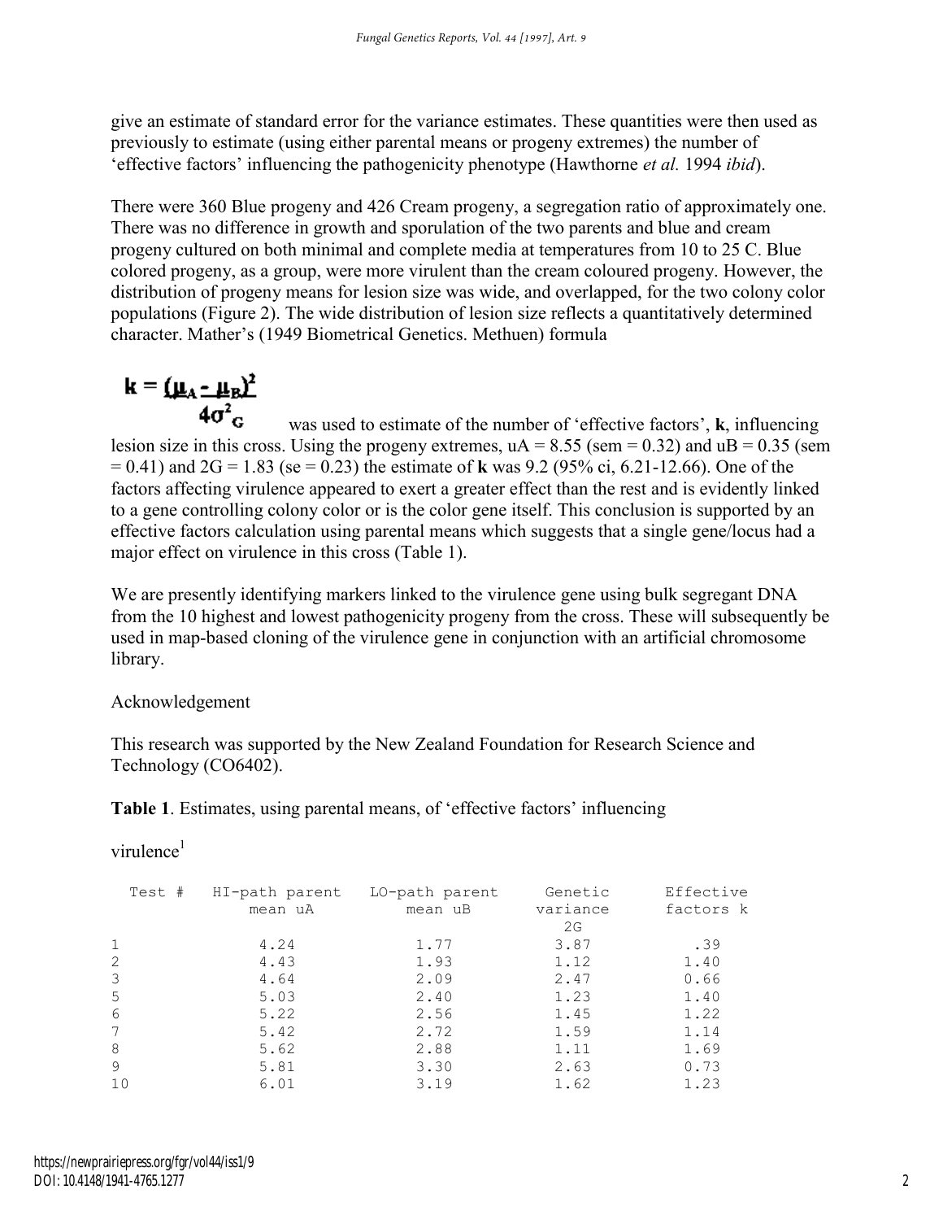give an estimate of standard error for the variance estimates. These quantities were then used as previously to estimate (using either parental means or progeny extremes) the number of 'effective factors' influencing the pathogenicity phenotype (Hawthorne *et al.* 1994 *ibid*).

There were 360 Blue progeny and 426 Cream progeny, a segregation ratio of approximately one. There was no difference in growth and sporulation of the two parents and blue and cream progeny cultured on both minimal and complete media at temperatures from 10 to 25 C. Blue colored progeny, as a group, were more virulent than the cream coloured progeny. However, the distribution of progeny means for lesion size was wide, and overlapped, for the two colony color populations (Figure 2). The wide distribution of lesion size reflects a quantitatively determined character. Mather's (1949 Biometrical Genetics. Methuen) formula

$$\mathbf{k} = \frac{(\mu_A - \mu_B)^2}{4\sigma^2_G}$$

was used to estimate of the number of 'effective factors', **k**, influencing lesion size in this cross. Using the progeny extremes, uA = 8.55 (sem = 0.32) and uB = 0.35 (sem = 0.41) and 2G = 1.83 (se = 0.23) the estimate of **k** was 9.2 (95% ci, 6.21-12.66). One of the factors affecting virulence appeared to exert a greater effect than the rest and is evidently linked to a gene controlling colony color or is the color gene itself. This conclusion is supported by an effective factors calculation using parental means which suggests that a single gene/locus had a major effect on virulence in this cross (Table 1).

We are presently identifying markers linked to the virulence gene using bulk segregant DNA from the 10 highest and lowest pathogenicity progeny from the cross. These will subsequently be used in map-based cloning of the virulence gene in conjunction with an artificial chromosome library.

Acknowledgement

This research was supported by the New Zealand Foundation for Research Science and Technology (CO6402).

**Table 1**. Estimates, using parental means, of 'effective factors' influencing virulence[1]

| Test # | HI-path parent mean uA | LO-path parent mean uB | Genetic variance 2G | Effective factors k |
|---|---|---|---|---|
| 1 | 4.24 | 1.77 | 3.87 | .39 |
| 2 | 4.43 | 1.93 | 1.12 | 1.40 |
| 3 | 4.64 | 2.09 | 2.47 | 0.66 |
| 5 | 5.03 | 2.40 | 1.23 | 1.40 |
| 6 | 5.22 | 2.56 | 1.45 | 1.22 |
| 7 | 5.42 | 2.72 | 1.59 | 1.14 |
| 8 | 5.62 | 2.88 | 1.11 | 1.69 |
| 9 | 5.81 | 3.30 | 2.63 | 0.73 |
| 10 | 6.01 | 3.19 | 1.62 | 1.23 |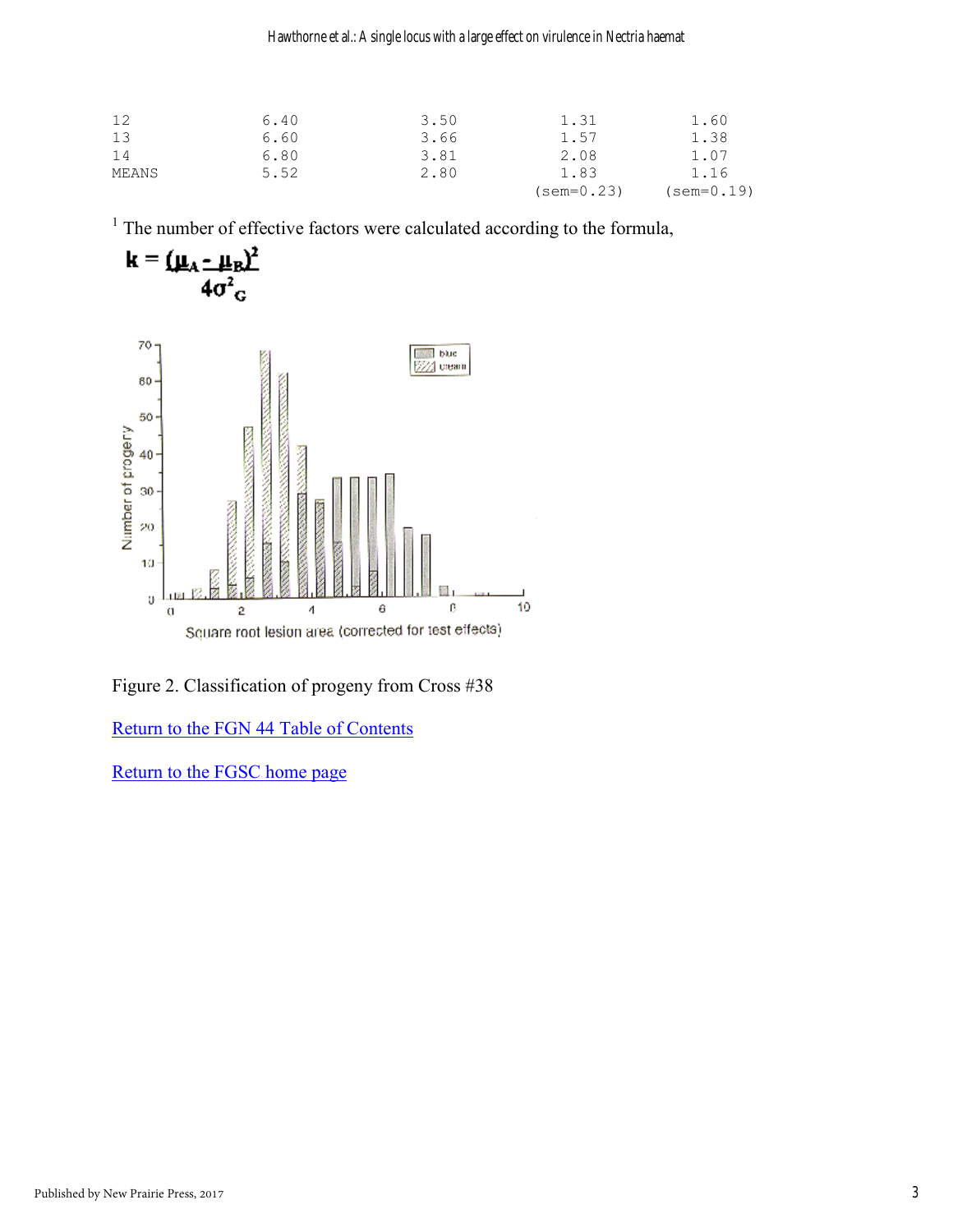| | | | | |
|---|---|---|---|---|
| 12 | 6.40 | 3.50 | 1.31 | 1.60 |
| 13 | 6.60 | 3.66 | 1.57 | 1.38 |
| 14 | 6.80 | 3.81 | 2.08 | 1.07 |
| MEANS | 5.52 | 2.80 | 1.83 (sem=0.23) | 1.16 (sem=0.19) |

[1] The number of effective factors were calculated according to the formula,

$$k = \frac{(\mu_A - \mu_B)^2}{4\sigma^2_G}$$

70
60
50
40
30
20
10
0
Number of progeny
blue
cream
0
2
4
6
8
10
Square root lesion area (corrected for test effects)

Figure 2. Classification of progeny from Cross #38

Return to the FGN 44 Table of Contents

Return to the FGSC home page